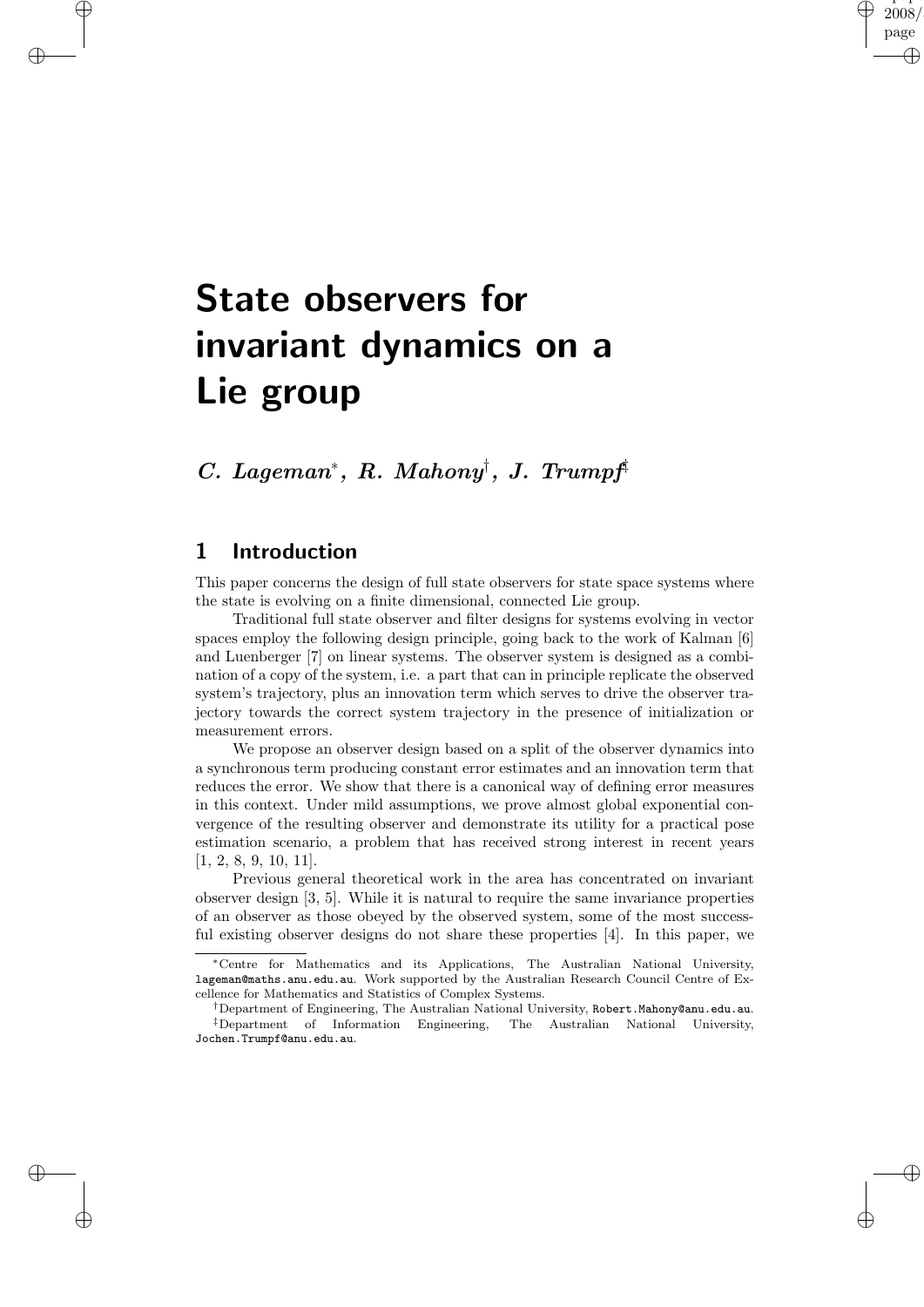# State observers for invariant dynamics on a Lie group

***C. Lageman*[\*]*, R. Mahony*[†]*, J. Trumpf*[‡]**

## 1 Introduction

This paper concerns the design of full state observers for state space systems where the state is evolving on a finite dimensional, connected Lie group.

Traditional full state observer and filter designs for systems evolving in vector spaces employ the following design principle, going back to the work of Kalman [6] and Luenberger [7] on linear systems. The observer system is designed as a combination of a copy of the system, i.e. a part that can in principle replicate the observed system's trajectory, plus an innovation term which serves to drive the observer trajectory towards the correct system trajectory in the presence of initialization or measurement errors.

We propose an observer design based on a split of the observer dynamics into a synchronous term producing constant error estimates and an innovation term that reduces the error. We show that there is a canonical way of defining error measures in this context. Under mild assumptions, we prove almost global exponential convergence of the resulting observer and demonstrate its utility for a practical pose estimation scenario, a problem that has received strong interest in recent years [1, 2, 8, 9, 10, 11].

Previous general theoretical work in the area has concentrated on invariant observer design [3, 5]. While it is natural to require the same invariance properties of an observer as those obeyed by the observed system, some of the most successful existing observer designs do not share these properties [4]. In this paper, we

---

[\*]Centre for Mathematics and its Applications, The Australian National University, lageman@maths.anu.edu.au. Work supported by the Australian Research Council Centre of Excellence for Mathematics and Statistics of Complex Systems.

[†]Department of Engineering, The Australian National University, Robert.Mahony@anu.edu.au.

[‡]Department of Information Engineering, The Australian National University, Jochen.Trumpf@anu.edu.au.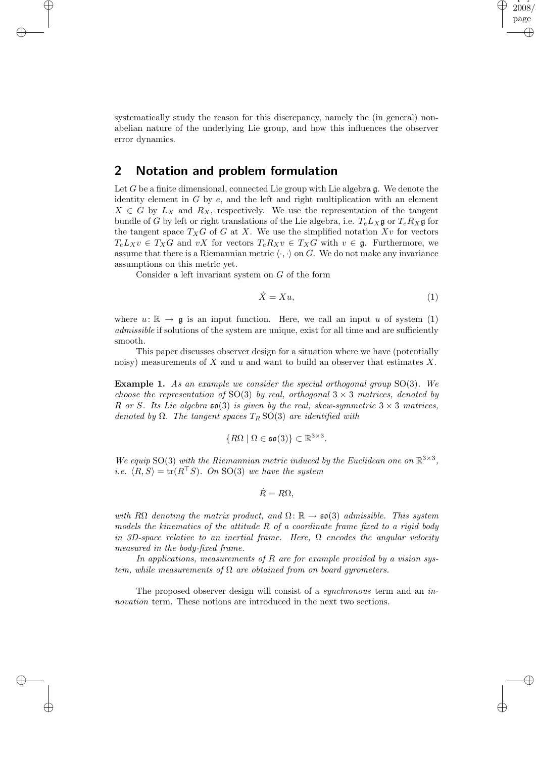systematically study the reason for this discrepancy, namely the (in general) non-abelian nature of the underlying Lie group, and how this influences the observer error dynamics.

## 2 Notation and problem formulation

Let $G$ be a finite dimensional, connected Lie group with Lie algebra $\mathfrak{g}$. We denote the identity element in $G$ by $e$, and the left and right multiplication with an element $X \in G$ by $L_X$ and $R_X$, respectively. We use the representation of the tangent bundle of $G$ by left or right translations of the Lie algebra, i.e. $T_e L_X \mathfrak{g}$ or $T_e R_X \mathfrak{g}$ for the tangent space $T_X G$ of $G$ at $X$. We use the simplified notation $Xv$ for vectors $T_e L_X v \in T_X G$ and $vX$ for vectors $T_e R_X v \in T_X G$ with $v \in \mathfrak{g}$. Furthermore, we assume that there is a Riemannian metric $\langle \cdot, \cdot \rangle$ on $G$. We do not make any invariance assumptions on this metric yet.

Consider a left invariant system on $G$ of the form

$$\dot{X} = Xu, \tag{1}$$

where $u \colon \mathbb{R} \to \mathfrak{g}$ is an input function. Here, we call an input $u$ of system (1) *admissible* if solutions of the system are unique, exist for all time and are sufficiently smooth.

This paper discusses observer design for a situation where we have (potentially noisy) measurements of $X$ and $u$ and want to build an observer that estimates $X$.

**Example 1.** *As an example we consider the special orthogonal group* $\mathrm{SO}(3)$*. We choose the representation of* $\mathrm{SO}(3)$ *by real, orthogonal* $3 \times 3$ *matrices, denoted by* $R$ *or* $S$*. Its Lie algebra* $\mathfrak{so}(3)$ *is given by the real, skew-symmetric* $3 \times 3$ *matrices, denoted by* $\Omega$*. The tangent spaces* $T_R\,\mathrm{SO}(3)$ *are identified with*

$$\{R\Omega \mid \Omega \in \mathfrak{so}(3)\} \subset \mathbb{R}^{3\times 3}.$$

*We equip* $\mathrm{SO}(3)$ *with the Riemannian metric induced by the Euclidean one on* $\mathbb{R}^{3\times 3}$*, i.e.* $\langle R, S \rangle = \mathrm{tr}(R^\top S)$*. On* $\mathrm{SO}(3)$ *we have the system*

$$\dot{R} = R\Omega,$$

*with* $R\Omega$ *denoting the matrix product, and* $\Omega \colon \mathbb{R} \to \mathfrak{so}(3)$ *admissible. This system models the kinematics of the attitude* $R$ *of a coordinate frame fixed to a rigid body in 3D-space relative to an inertial frame. Here,* $\Omega$ *encodes the angular velocity measured in the body-fixed frame.*

*In applications, measurements of* $R$ *are for example provided by a vision system, while measurements of* $\Omega$ *are obtained from on board gyrometers.*

The proposed observer design will consist of a *synchronous* term and an *innovation* term. These notions are introduced in the next two sections.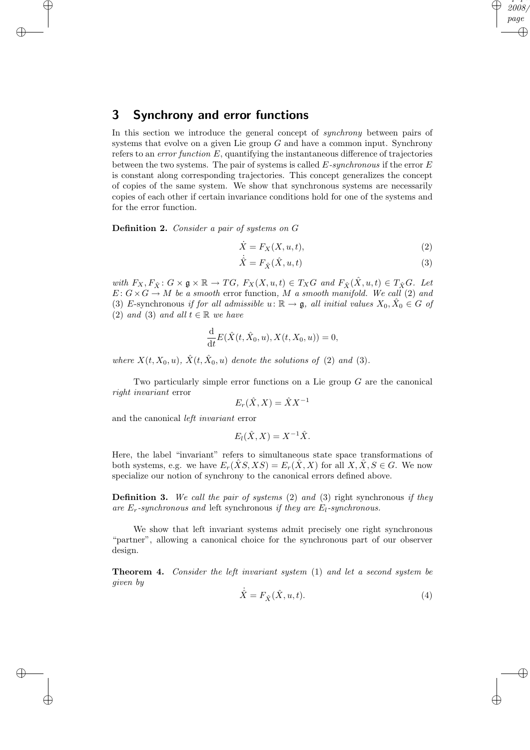## 3 Synchrony and error functions

In this section we introduce the general concept of *synchrony* between pairs of systems that evolve on a given Lie group $G$ and have a common input. Synchrony refers to an *error function* $E$, quantifying the instantaneous difference of trajectories between the two systems. The pair of systems is called $E$*-synchronous* if the error $E$ is constant along corresponding trajectories. This concept generalizes the concept of copies of the same system. We show that synchronous systems are necessarily copies of each other if certain invariance conditions hold for one of the systems and for the error function.

**Definition 2.** *Consider a pair of systems on* $G$

$$\dot{X} = F_X(X, u, t), \tag{2}$$

$$\dot{\hat{X}} = F_{\hat{X}}(\hat{X}, u, t) \tag{3}$$

*with* $F_X, F_{\hat{X}} \colon G \times \mathfrak{g} \times \mathbb{R} \to TG$*,* $F_X(X, u, t) \in T_X G$ *and* $F_{\hat{X}}(\hat{X}, u, t) \in T_{\hat{X}} G$*. Let* $E \colon G \times G \to M$ *be a smooth* error function*,* $M$ *a smooth manifold. We call* (2) *and* (3) $E$-synchronous *if for all admissible* $u \colon \mathbb{R} \to \mathfrak{g}$*, all initial values* $X_0, \hat{X}_0 \in G$ *of* (2) *and* (3) *and all* $t \in \mathbb{R}$ *we have*

$$\frac{\mathrm{d}}{\mathrm{d}t} E(\hat{X}(t, \hat{X}_0, u), X(t, X_0, u)) = 0,$$

*where* $X(t, X_0, u)$*,* $\hat{X}(t, \hat{X}_0, u)$ *denote the solutions of* (2) *and* (3)*.*

Two particularly simple error functions on a Lie group $G$ are the canonical *right invariant* error

$$E_r(\hat{X}, X) = \hat{X} X^{-1}$$

and the canonical *left invariant* error

$$E_l(\hat{X}, X) = X^{-1} \hat{X}.$$

Here, the label "invariant" refers to simultaneous state space transformations of both systems, e.g. we have $E_r(\hat{X}S, XS) = E_r(\hat{X}, X)$ for all $X, \hat{X}, S \in G$. We now specialize our notion of synchrony to the canonical errors defined above.

**Definition 3.** *We call the pair of systems* (2) *and* (3) right synchronous *if they are* $E_r$*-synchronous and* left synchronous *if they are* $E_l$*-synchronous.*

We show that left invariant systems admit precisely one right synchronous "partner", allowing a canonical choice for the synchronous part of our observer design.

**Theorem 4.** *Consider the left invariant system* (1) *and let a second system be given by*

$$\dot{\hat{X}} = F_{\hat{X}}(\hat{X}, u, t). \tag{4}$$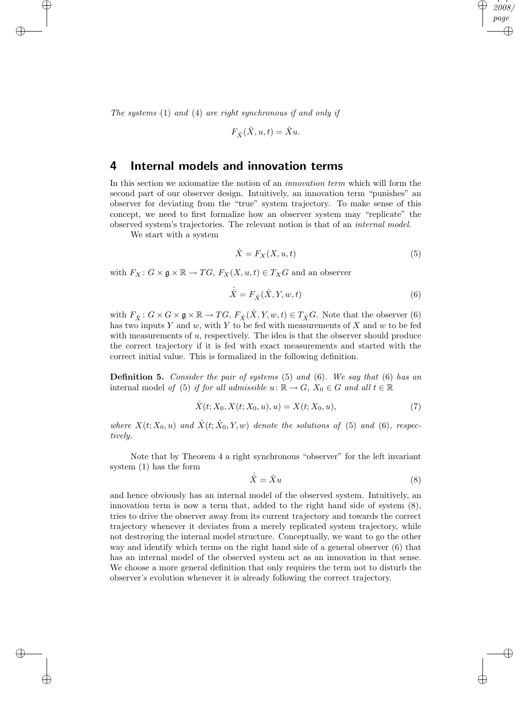*The systems* (1) *and* (4) *are right synchronous if and only if*

$$F_{\hat{X}}(\hat{X}, u, t) = \hat{X}u.$$

## 4 Internal models and innovation terms

In this section we axiomatize the notion of an *innovation term* which will form the second part of our observer design. Intuitively, an innovation term "punishes" an observer for deviating from the "true" system trajectory. To make sense of this concept, we need to first formalize how an observer system may "replicate" the observed system's trajectories. The relevant notion is that of an *internal model*.

We start with a system

$$\dot{X} = F_X(X, u, t) \tag{5}$$

with $F_X \colon G \times \mathfrak{g} \times \mathbb{R} \to TG$, $F_X(X, u, t) \in T_X G$ and an observer

$$\dot{\hat{X}} = F_{\hat{X}}(\hat{X}, Y, w, t) \tag{6}$$

with $F_{\hat{X}} \colon G \times G \times \mathfrak{g} \times \mathbb{R} \to TG$, $F_{\hat{X}}(\hat{X}, Y, w, t) \in T_{\hat{X}} G$. Note that the observer (6) has two inputs $Y$ and $w$, with $Y$ to be fed with measurements of $X$ and $w$ to be fed with measurements of $u$, respectively. The idea is that the observer should produce the correct trajectory if it is fed with exact measurements and started with the correct initial value. This is formalized in the following definition.

**Definition 5.** *Consider the pair of systems* (5) *and* (6)*. We say that* (6) *has an* internal model *of* (5) *if for all admissible* $u \colon \mathbb{R} \to G$*,* $X_0 \in G$ *and all* $t \in \mathbb{R}$

$$\hat{X}(t; X_0, X(t; X_0, u), u) = X(t; X_0, u), \tag{7}$$

*where* $X(t; X_0, u)$ *and* $\hat{X}(t; \hat{X}_0, Y, w)$ *denote the solutions of* (5) *and* (6)*, respectively.*

Note that by Theorem 4 a right synchronous "observer" for the left invariant system (1) has the form

$$\dot{\hat{X}} = \hat{X}u \tag{8}$$

and hence obviously has an internal model of the observed system. Intuitively, an innovation term is now a term that, added to the right hand side of system (8), tries to drive the observer away from its current trajectory and towards the correct trajectory whenever it deviates from a merely replicated system trajectory, while not destroying the internal model structure. Conceptually, we want to go the other way and identify which terms on the right hand side of a general observer (6) that has an internal model of the observed system act as an innovation in that sense. We choose a more general definition that only requires the term not to disturb the observer's evolution whenever it is already following the correct trajectory.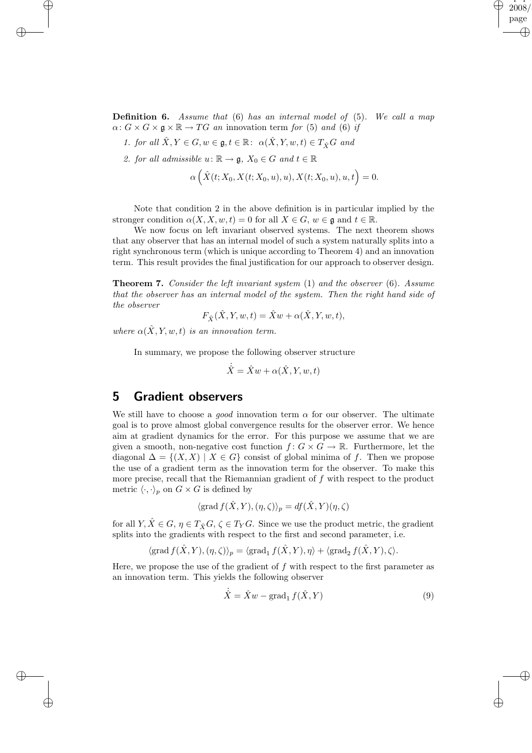**Definition 6.** *Assume that* (6) *has an internal model of* (5). *We call a map* $\alpha\colon G \times G \times \mathfrak{g} \times \mathbb{R} \to TG$ *an* innovation term *for* (5) *and* (6) *if*

1. *for all* $\hat{X}, Y \in G, w \in \mathfrak{g}, t \in \mathbb{R}\colon\ \alpha(\hat{X}, Y, w, t) \in T_{\hat{X}}G$ *and*
2. *for all admissible* $u\colon \mathbb{R} \to \mathfrak{g}$, $X_0 \in G$ *and* $t \in \mathbb{R}$

$$\alpha\left(\hat{X}(t; X_0, X(t; X_0, u), u), X(t; X_0, u), u, t\right) = 0.$$

Note that condition 2 in the above definition is in particular implied by the stronger condition $\alpha(X, X, w, t) = 0$ for all $X \in G$, $w \in \mathfrak{g}$ and $t \in \mathbb{R}$.

We now focus on left invariant observed systems. The next theorem shows that any observer that has an internal model of such a system naturally splits into a right synchronous term (which is unique according to Theorem 4) and an innovation term. This result provides the final justification for our approach to observer design.

**Theorem 7.** *Consider the left invariant system* (1) *and the observer* (6). *Assume that the observer has an internal model of the system. Then the right hand side of the observer*

$$F_{\hat{X}}(\hat{X}, Y, w, t) = \hat{X}w + \alpha(\hat{X}, Y, w, t),$$

*where* $\alpha(\hat{X}, Y, w, t)$ *is an innovation term.*

In summary, we propose the following observer structure

$$\dot{\hat{X}} = \hat{X}w + \alpha(\hat{X}, Y, w, t)$$

## 5 Gradient observers

We still have to choose a *good* innovation term $\alpha$ for our observer. The ultimate goal is to prove almost global convergence results for the observer error. We hence aim at gradient dynamics for the error. For this purpose we assume that we are given a smooth, non-negative cost function $f\colon G \times G \to \mathbb{R}$. Furthermore, let the diagonal $\Delta = \{(X, X) \mid X \in G\}$ consist of global minima of $f$. Then we propose the use of a gradient term as the innovation term for the observer. To make this more precise, recall that the Riemannian gradient of $f$ with respect to the product metric $\langle \cdot, \cdot \rangle_p$ on $G \times G$ is defined by

$$\langle \operatorname{grad} f(\hat{X}, Y), (\eta, \zeta) \rangle_p = df(\hat{X}, Y)(\eta, \zeta)$$

for all $Y, \hat{X} \in G$, $\eta \in T_{\hat{X}}G$, $\zeta \in T_Y G$. Since we use the product metric, the gradient splits into the gradients with respect to the first and second parameter, i.e.

$$\langle \operatorname{grad} f(\hat{X}, Y), (\eta, \zeta) \rangle_p = \langle \operatorname{grad}_1 f(\hat{X}, Y), \eta \rangle + \langle \operatorname{grad}_2 f(\hat{X}, Y), \zeta \rangle.$$

Here, we propose the use of the gradient of $f$ with respect to the first parameter as an innovation term. This yields the following observer

$$\dot{\hat{X}} = \hat{X}w - \operatorname{grad}_1 f(\hat{X}, Y) \tag{9}$$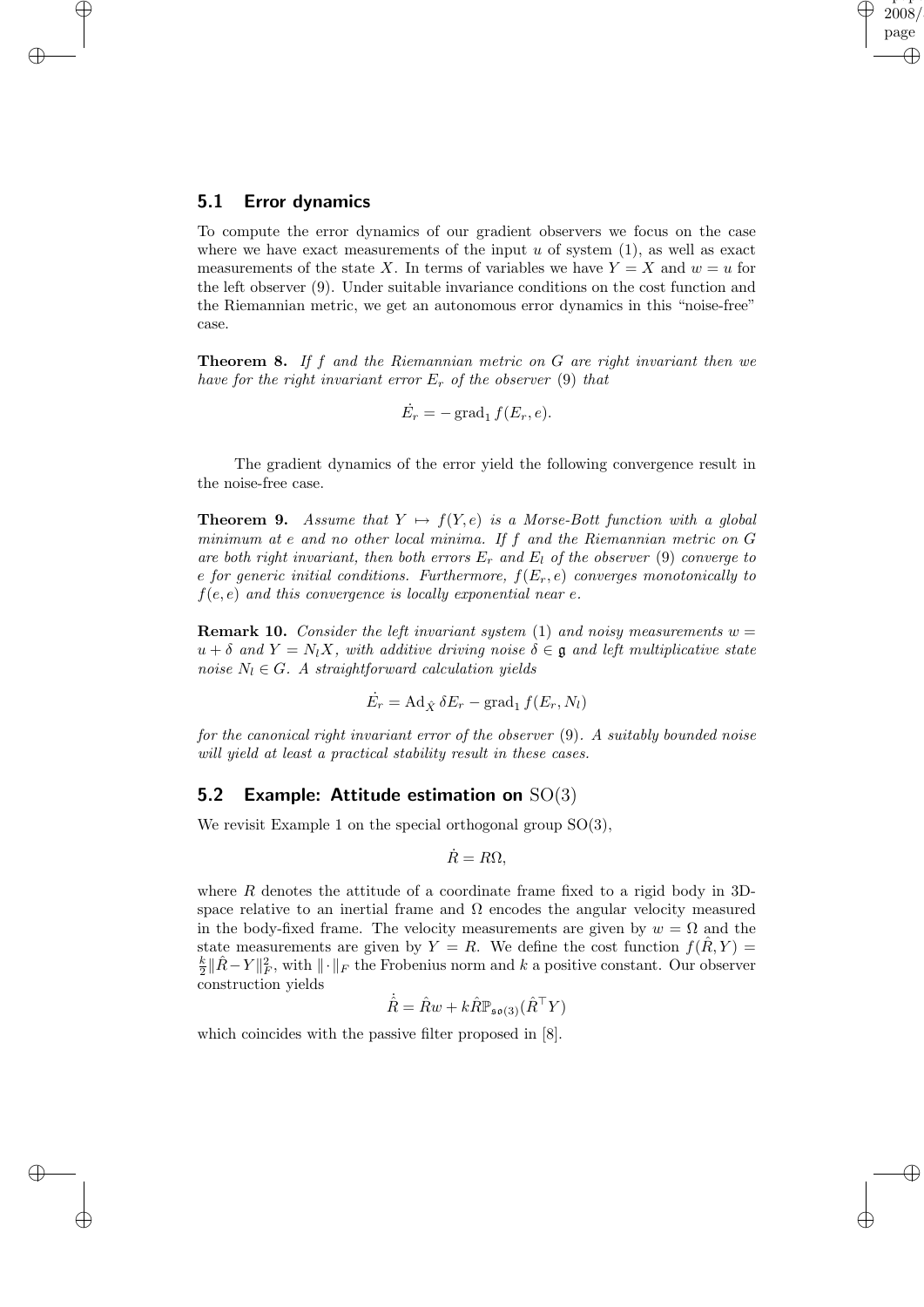## 5.1 Error dynamics

To compute the error dynamics of our gradient observers we focus on the case where we have exact measurements of the input $u$ of system (1), as well as exact measurements of the state $X$. In terms of variables we have $Y = X$ and $w = u$ for the left observer (9). Under suitable invariance conditions on the cost function and the Riemannian metric, we get an autonomous error dynamics in this "noise-free" case.

**Theorem 8.** *If $f$ and the Riemannian metric on $G$ are right invariant then we have for the right invariant error $E_r$ of the observer (9) that*

$$\dot{E}_r = -\operatorname{grad}_1 f(E_r, e).$$

The gradient dynamics of the error yield the following convergence result in the noise-free case.

**Theorem 9.** *Assume that $Y \mapsto f(Y, e)$ is a Morse-Bott function with a global minimum at $e$ and no other local minima. If $f$ and the Riemannian metric on $G$ are both right invariant, then both errors $E_r$ and $E_l$ of the observer (9) converge to $e$ for generic initial conditions. Furthermore, $f(E_r, e)$ converges monotonically to $f(e, e)$ and this convergence is locally exponential near $e$.*

**Remark 10.** *Consider the left invariant system (1) and noisy measurements $w = u + \delta$ and $Y = N_l X$, with additive driving noise $\delta \in \mathfrak{g}$ and left multiplicative state noise $N_l \in G$. A straightforward calculation yields*

$$\dot{E}_r = \operatorname{Ad}_{\hat{X}} \delta E_r - \operatorname{grad}_1 f(E_r, N_l)$$

*for the canonical right invariant error of the observer (9). A suitably bounded noise will yield at least a practical stability result in these cases.*

## 5.2 Example: Attitude estimation on $\mathrm{SO}(3)$

We revisit Example 1 on the special orthogonal group $\mathrm{SO}(3)$,

$$\dot{R} = R\Omega,$$

where $R$ denotes the attitude of a coordinate frame fixed to a rigid body in 3D-space relative to an inertial frame and $\Omega$ encodes the angular velocity measured in the body-fixed frame. The velocity measurements are given by $w = \Omega$ and the state measurements are given by $Y = R$. We define the cost function $f(\hat{R}, Y) = \frac{k}{2}\|\hat{R} - Y\|_F^2$, with $\|\cdot\|_F$ the Frobenius norm and $k$ a positive constant. Our observer construction yields

$$\dot{\hat{R}} = \hat{R}w + k\hat{R}\mathbb{P}_{\mathfrak{so}(3)}(\hat{R}^\top Y)$$

which coincides with the passive filter proposed in [8].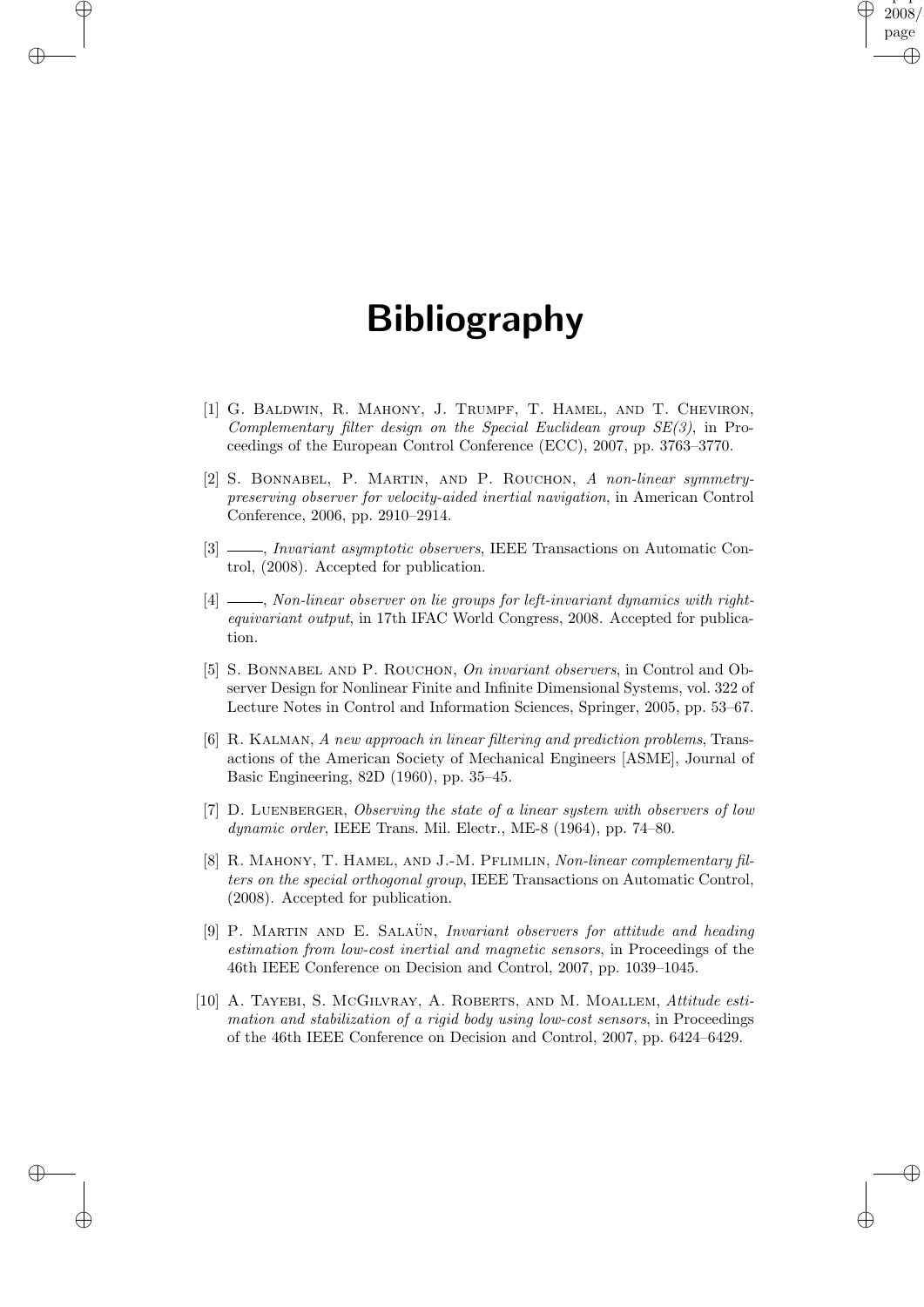# Bibliography

[1] G. Baldwin, R. Mahony, J. Trumpf, T. Hamel, and T. Cheviron, *Complementary filter design on the Special Euclidean group SE(3)*, in Proceedings of the European Control Conference (ECC), 2007, pp. 3763–3770.

[2] S. Bonnabel, P. Martin, and P. Rouchon, *A non-linear symmetry-preserving observer for velocity-aided inertial navigation*, in American Control Conference, 2006, pp. 2910–2914.

[3] ———, *Invariant asymptotic observers*, IEEE Transactions on Automatic Control, (2008). Accepted for publication.

[4] ———, *Non-linear observer on lie groups for left-invariant dynamics with right-equivariant output*, in 17th IFAC World Congress, 2008. Accepted for publication.

[5] S. Bonnabel and P. Rouchon, *On invariant observers*, in Control and Observer Design for Nonlinear Finite and Infinite Dimensional Systems, vol. 322 of Lecture Notes in Control and Information Sciences, Springer, 2005, pp. 53–67.

[6] R. Kalman, *A new approach in linear filtering and prediction problems*, Transactions of the American Society of Mechanical Engineers [ASME], Journal of Basic Engineering, 82D (1960), pp. 35–45.

[7] D. Luenberger, *Observing the state of a linear system with observers of low dynamic order*, IEEE Trans. Mil. Electr., ME-8 (1964), pp. 74–80.

[8] R. Mahony, T. Hamel, and J.-M. Pflimlin, *Non-linear complementary filters on the special orthogonal group*, IEEE Transactions on Automatic Control, (2008). Accepted for publication.

[9] P. Martin and E. Salaün, *Invariant observers for attitude and heading estimation from low-cost inertial and magnetic sensors*, in Proceedings of the 46th IEEE Conference on Decision and Control, 2007, pp. 1039–1045.

[10] A. Tayebi, S. McGilvray, A. Roberts, and M. Moallem, *Attitude estimation and stabilization of a rigid body using low-cost sensors*, in Proceedings of the 46th IEEE Conference on Decision and Control, 2007, pp. 6424–6429.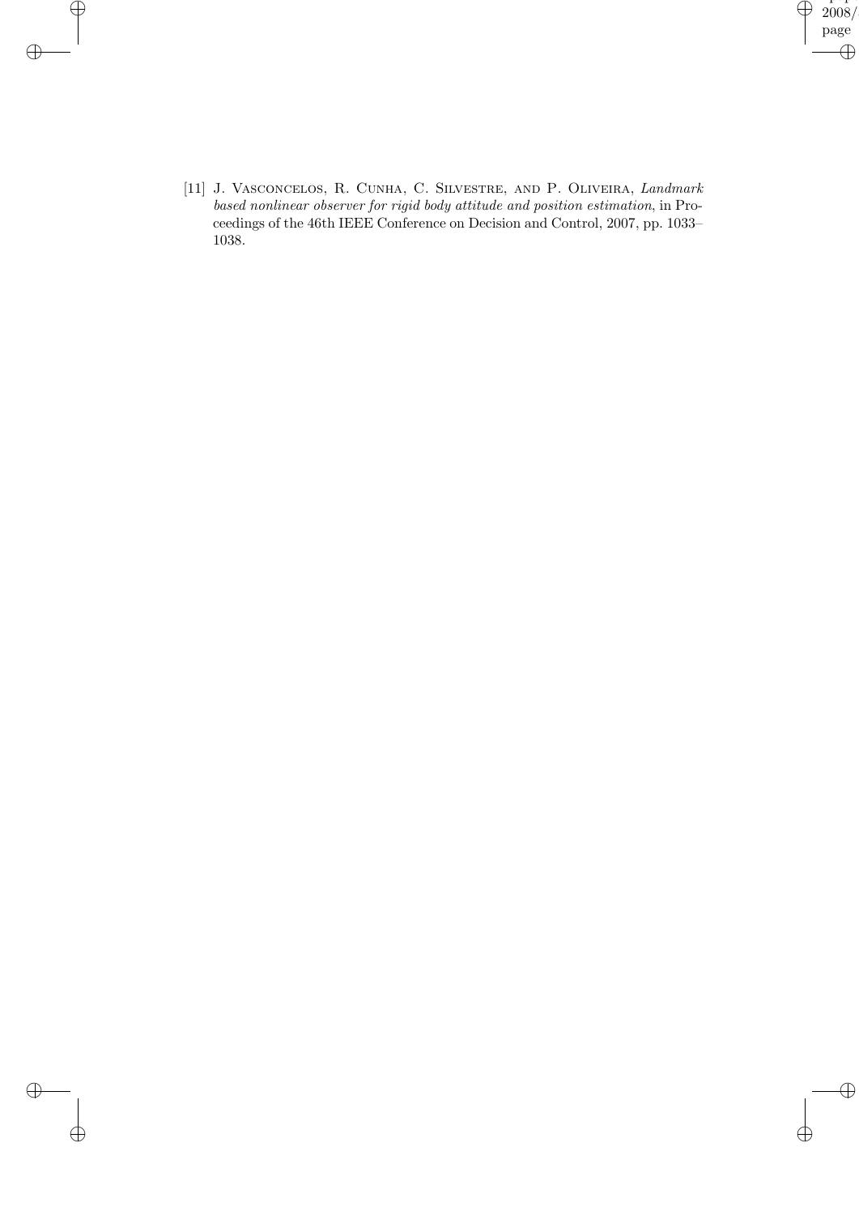[11] J. Vasconcelos, R. Cunha, C. Silvestre, and P. Oliveira, *Landmark based nonlinear observer for rigid body attitude and position estimation*, in Proceedings of the 46th IEEE Conference on Decision and Control, 2007, pp. 1033–1038.